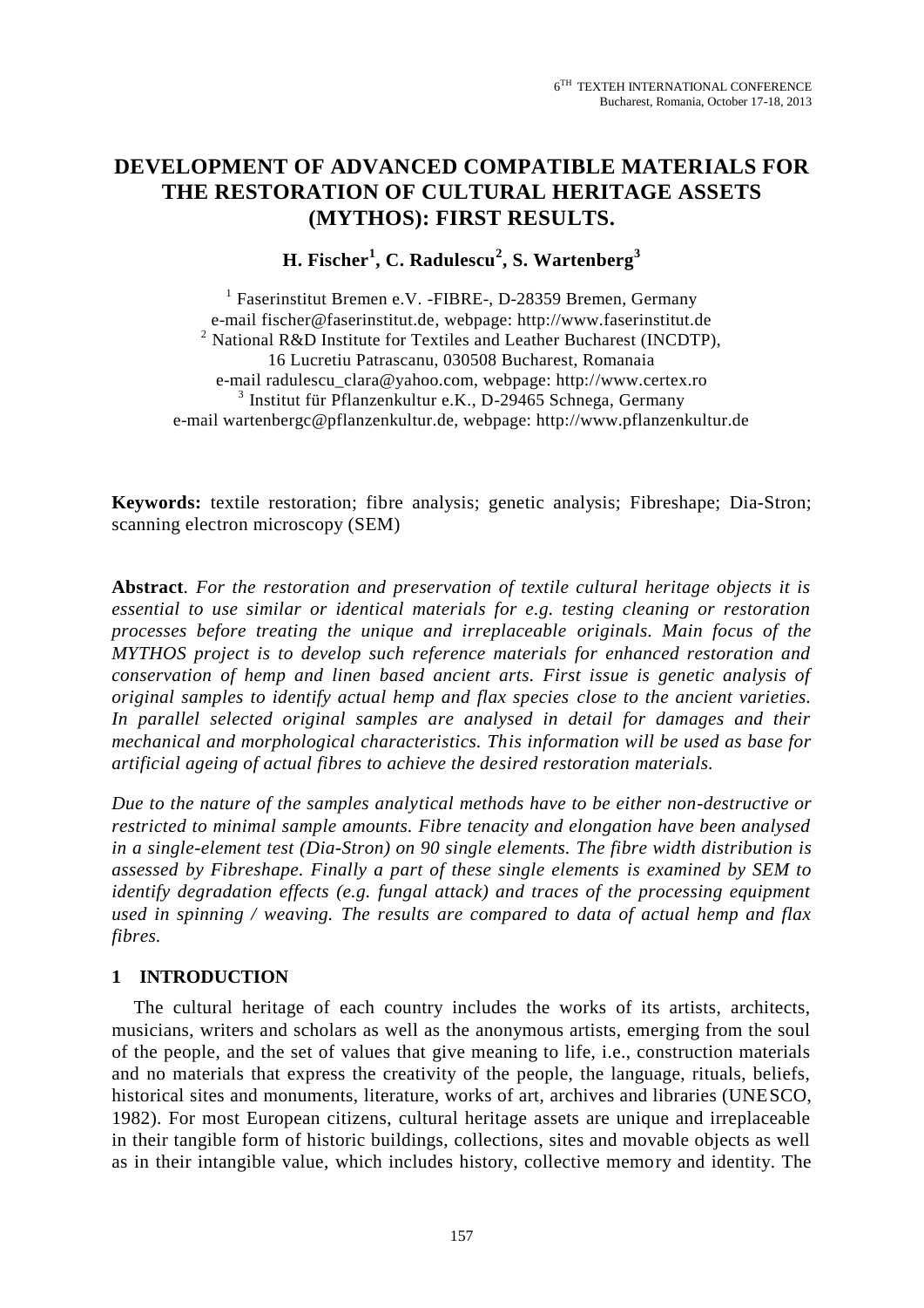# DEVELOPMENT OF ADVANCED COMPATIBLE MATERIALS FOR THE RESTORATION OF CULTURAL HERITAGE ASSETS (MYTHOS): FIRST RESULTS.

**H. Fischer[1], C. Radulescu[2], S. Wartenberg[3]**

[1] Faserinstitut Bremen e.V. -FIBRE-, D-28359 Bremen, Germany
e-mail fischer@faserinstitut.de, webpage: http://www.faserinstitut.de
[2] National R&D Institute for Textiles and Leather Bucharest (INCDTP),
16 Lucretiu Patrascanu, 030508 Bucharest, Romanaia
e-mail radulescu_clara@yahoo.com, webpage: http://www.certex.ro
[3] Institut für Pflanzenkultur e.K., D-29465 Schnega, Germany
e-mail wartenbergc@pflanzenkultur.de, webpage: http://www.pflanzenkultur.de

**Keywords:** textile restoration; fibre analysis; genetic analysis; Fibreshape; Dia-Stron; scanning electron microscopy (SEM)

**Abstract**. *For the restoration and preservation of textile cultural heritage objects it is essential to use similar or identical materials for e.g. testing cleaning or restoration processes before treating the unique and irreplaceable originals. Main focus of the MYTHOS project is to develop such reference materials for enhanced restoration and conservation of hemp and linen based ancient arts. First issue is genetic analysis of original samples to identify actual hemp and flax species close to the ancient varieties. In parallel selected original samples are analysed in detail for damages and their mechanical and morphological characteristics. This information will be used as base for artificial ageing of actual fibres to achieve the desired restoration materials.*

*Due to the nature of the samples analytical methods have to be either non-destructive or restricted to minimal sample amounts. Fibre tenacity and elongation have been analysed in a single-element test (Dia-Stron) on 90 single elements. The fibre width distribution is assessed by Fibreshape. Finally a part of these single elements is examined by SEM to identify degradation effects (e.g. fungal attack) and traces of the processing equipment used in spinning / weaving. The results are compared to data of actual hemp and flax fibres.*

## 1 INTRODUCTION

The cultural heritage of each country includes the works of its artists, architects, musicians, writers and scholars as well as the anonymous artists, emerging from the soul of the people, and the set of values that give meaning to life, i.e., construction materials and no materials that express the creativity of the people, the language, rituals, beliefs, historical sites and monuments, literature, works of art, archives and libraries (UNESCO, 1982). For most European citizens, cultural heritage assets are unique and irreplaceable in their tangible form of historic buildings, collections, sites and movable objects as well as in their intangible value, which includes history, collective memory and identity. The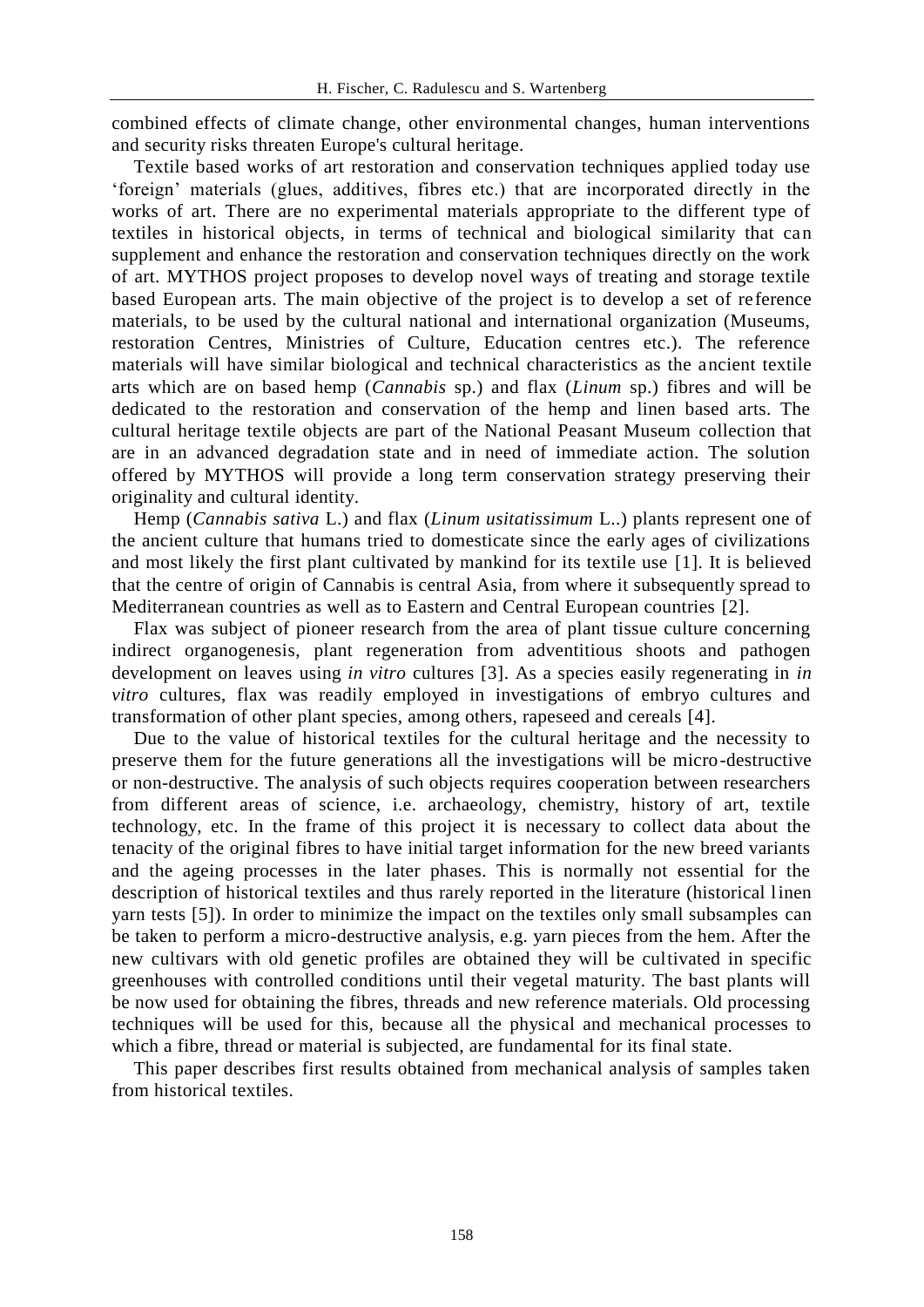combined effects of climate change, other environmental changes, human interventions and security risks threaten Europe's cultural heritage.

Textile based works of art restoration and conservation techniques applied today use 'foreign' materials (glues, additives, fibres etc.) that are incorporated directly in the works of art. There are no experimental materials appropriate to the different type of textiles in historical objects, in terms of technical and biological similarity that can supplement and enhance the restoration and conservation techniques directly on the work of art. MYTHOS project proposes to develop novel ways of treating and storage textile based European arts. The main objective of the project is to develop a set of reference materials, to be used by the cultural national and international organization (Museums, restoration Centres, Ministries of Culture, Education centres etc.). The reference materials will have similar biological and technical characteristics as the ancient textile arts which are on based hemp (*Cannabis* sp.) and flax (*Linum* sp.) fibres and will be dedicated to the restoration and conservation of the hemp and linen based arts. The cultural heritage textile objects are part of the National Peasant Museum collection that are in an advanced degradation state and in need of immediate action. The solution offered by MYTHOS will provide a long term conservation strategy preserving their originality and cultural identity.

Hemp (*Cannabis sativa* L.) and flax (*Linum usitatissimum* L..) plants represent one of the ancient culture that humans tried to domesticate since the early ages of civilizations and most likely the first plant cultivated by mankind for its textile use [1]. It is believed that the centre of origin of Cannabis is central Asia, from where it subsequently spread to Mediterranean countries as well as to Eastern and Central European countries [2].

Flax was subject of pioneer research from the area of plant tissue culture concerning indirect organogenesis, plant regeneration from adventitious shoots and pathogen development on leaves using *in vitro* cultures [3]. As a species easily regenerating in *in vitro* cultures, flax was readily employed in investigations of embryo cultures and transformation of other plant species, among others, rapeseed and cereals [4].

Due to the value of historical textiles for the cultural heritage and the necessity to preserve them for the future generations all the investigations will be micro-destructive or non-destructive. The analysis of such objects requires cooperation between researchers from different areas of science, i.e. archaeology, chemistry, history of art, textile technology, etc. In the frame of this project it is necessary to collect data about the tenacity of the original fibres to have initial target information for the new breed variants and the ageing processes in the later phases. This is normally not essential for the description of historical textiles and thus rarely reported in the literature (historical linen yarn tests [5]). In order to minimize the impact on the textiles only small subsamples can be taken to perform a micro-destructive analysis, e.g. yarn pieces from the hem. After the new cultivars with old genetic profiles are obtained they will be cultivated in specific greenhouses with controlled conditions until their vegetal maturity. The bast plants will be now used for obtaining the fibres, threads and new reference materials. Old processing techniques will be used for this, because all the physical and mechanical processes to which a fibre, thread or material is subjected, are fundamental for its final state.

This paper describes first results obtained from mechanical analysis of samples taken from historical textiles.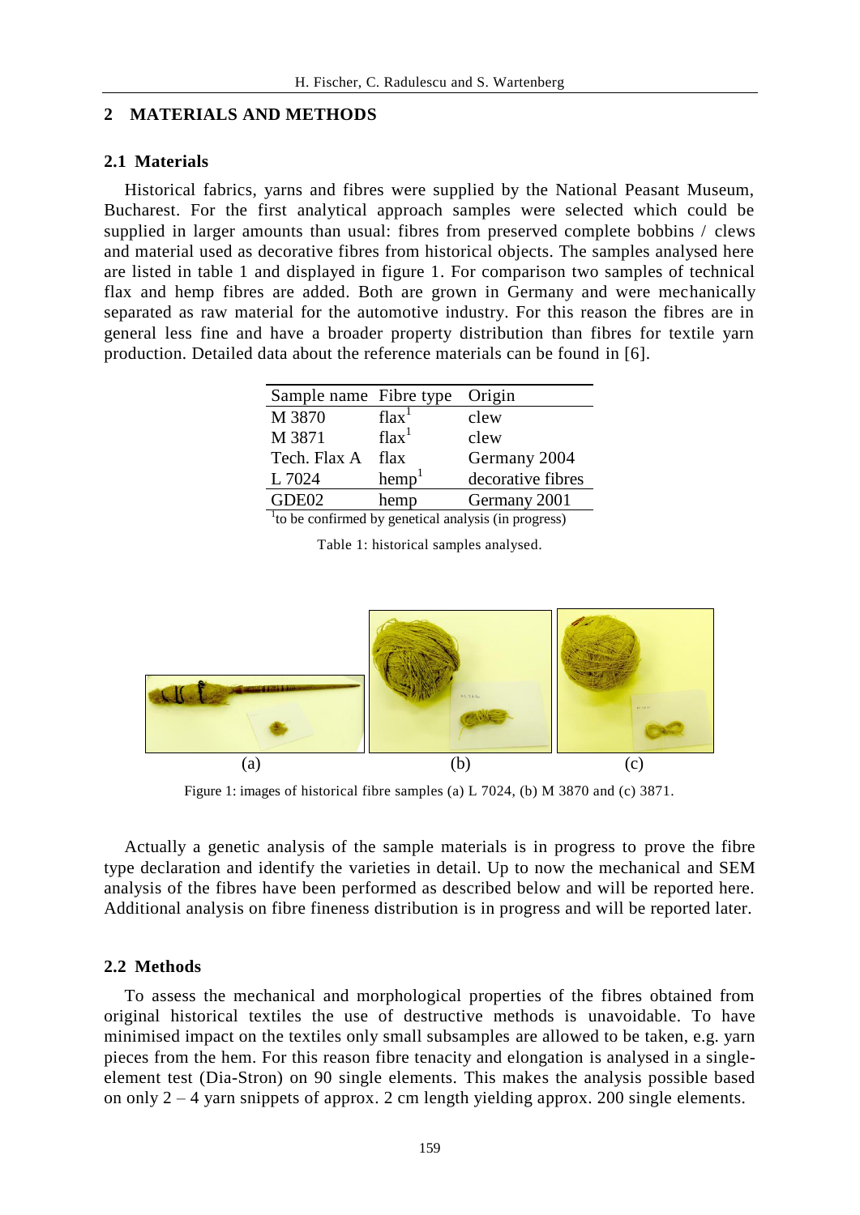## 2 MATERIALS AND METHODS

### 2.1 Materials

Historical fabrics, yarns and fibres were supplied by the National Peasant Museum, Bucharest. For the first analytical approach samples were selected which could be supplied in larger amounts than usual: fibres from preserved complete bobbins / clews and material used as decorative fibres from historical objects. The samples analysed here are listed in table 1 and displayed in figure 1. For comparison two samples of technical flax and hemp fibres are added. Both are grown in Germany and were mechanically separated as raw material for the automotive industry. For this reason the fibres are in general less fine and have a broader property distribution than fibres for textile yarn production. Detailed data about the reference materials can be found in [6].

| Sample name | Fibre type | Origin |
|---|---|---|
| M 3870 | flax[1] | clew |
| M 3871 | flax[1] | clew |
| Tech. Flax A | flax | Germany 2004 |
| L 7024 | hemp[1] | decorative fibres |
| GDE02 | hemp | Germany 2001 |

[1]to be confirmed by genetical analysis (in progress)

Table 1: historical samples analysed.

(a) (b) (c)

Figure 1: images of historical fibre samples (a) L 7024, (b) M 3870 and (c) 3871.

Actually a genetic analysis of the sample materials is in progress to prove the fibre type declaration and identify the varieties in detail. Up to now the mechanical and SEM analysis of the fibres have been performed as described below and will be reported here. Additional analysis on fibre fineness distribution is in progress and will be reported later.

### 2.2 Methods

To assess the mechanical and morphological properties of the fibres obtained from original historical textiles the use of destructive methods is unavoidable. To have minimised impact on the textiles only small subsamples are allowed to be taken, e.g. yarn pieces from the hem. For this reason fibre tenacity and elongation is analysed in a single-element test (Dia-Stron) on 90 single elements. This makes the analysis possible based on only 2 – 4 yarn snippets of approx. 2 cm length yielding approx. 200 single elements.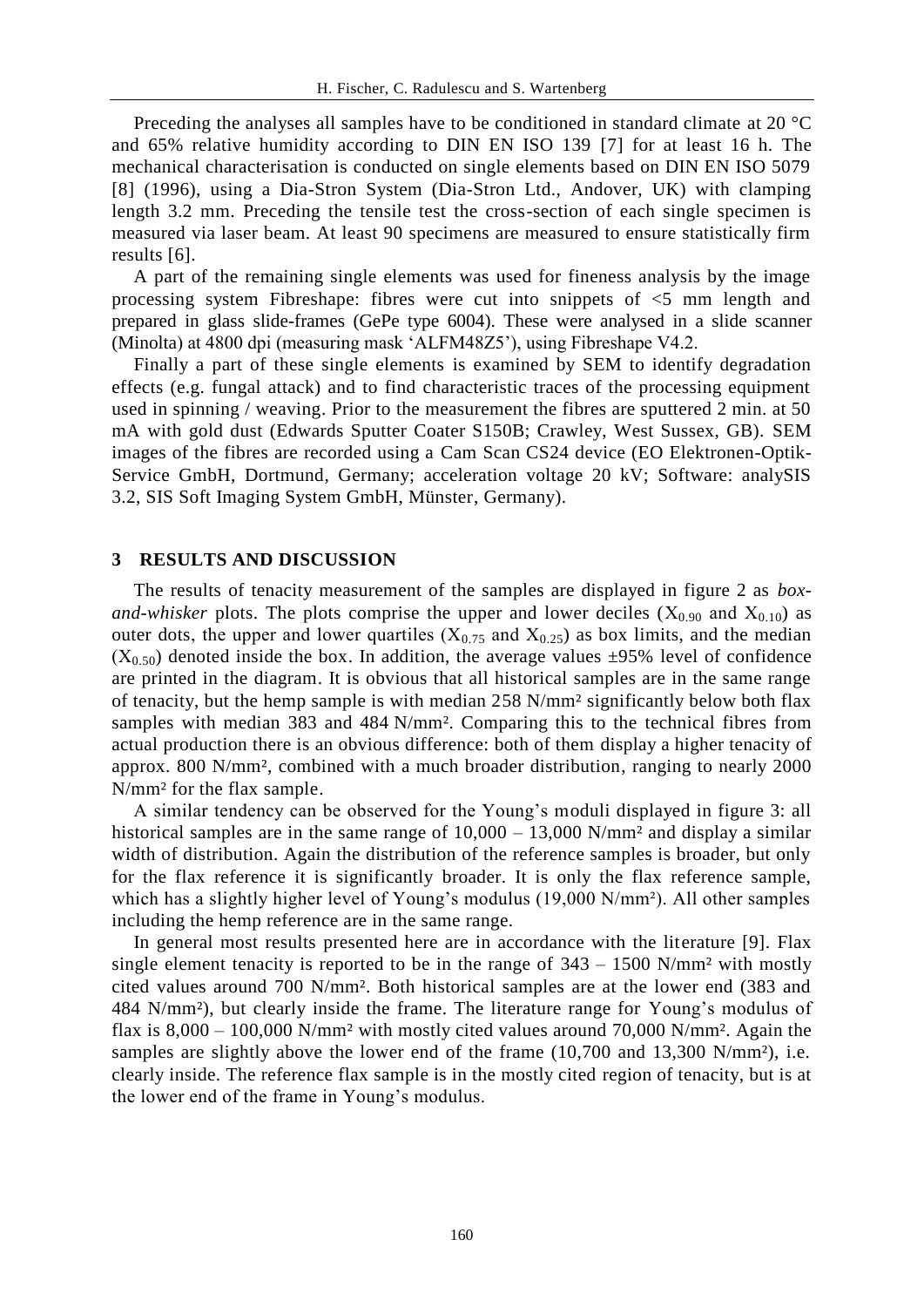Preceding the analyses all samples have to be conditioned in standard climate at 20 °C and 65% relative humidity according to DIN EN ISO 139 [7] for at least 16 h. The mechanical characterisation is conducted on single elements based on DIN EN ISO 5079 [8] (1996), using a Dia-Stron System (Dia-Stron Ltd., Andover, UK) with clamping length 3.2 mm. Preceding the tensile test the cross-section of each single specimen is measured via laser beam. At least 90 specimens are measured to ensure statistically firm results [6].

A part of the remaining single elements was used for fineness analysis by the image processing system Fibreshape: fibres were cut into snippets of <5 mm length and prepared in glass slide-frames (GePe type 6004). These were analysed in a slide scanner (Minolta) at 4800 dpi (measuring mask 'ALFM48Z5'), using Fibreshape V4.2.

Finally a part of these single elements is examined by SEM to identify degradation effects (e.g. fungal attack) and to find characteristic traces of the processing equipment used in spinning / weaving. Prior to the measurement the fibres are sputtered 2 min. at 50 mA with gold dust (Edwards Sputter Coater S150B; Crawley, West Sussex, GB). SEM images of the fibres are recorded using a Cam Scan CS24 device (EO Elektronen-Optik-Service GmbH, Dortmund, Germany; acceleration voltage 20 kV; Software: analySIS 3.2, SIS Soft Imaging System GmbH, Münster, Germany).

## 3 RESULTS AND DISCUSSION

The results of tenacity measurement of the samples are displayed in figure 2 as *box-and-whisker* plots. The plots comprise the upper and lower deciles ($X_{0.90}$ and $X_{0.10}$) as outer dots, the upper and lower quartiles ($X_{0.75}$ and $X_{0.25}$) as box limits, and the median ($X_{0.50}$) denoted inside the box. In addition, the average values ±95% level of confidence are printed in the diagram. It is obvious that all historical samples are in the same range of tenacity, but the hemp sample is with median 258 N/mm² significantly below both flax samples with median 383 and 484 N/mm². Comparing this to the technical fibres from actual production there is an obvious difference: both of them display a higher tenacity of approx. 800 N/mm², combined with a much broader distribution, ranging to nearly 2000 N/mm² for the flax sample.

A similar tendency can be observed for the Young's moduli displayed in figure 3: all historical samples are in the same range of 10,000 – 13,000 N/mm² and display a similar width of distribution. Again the distribution of the reference samples is broader, but only for the flax reference it is significantly broader. It is only the flax reference sample, which has a slightly higher level of Young's modulus (19,000 N/mm²). All other samples including the hemp reference are in the same range.

In general most results presented here are in accordance with the literature [9]. Flax single element tenacity is reported to be in the range of 343 – 1500 N/mm² with mostly cited values around 700 N/mm². Both historical samples are at the lower end (383 and 484 N/mm²), but clearly inside the frame. The literature range for Young's modulus of flax is 8,000 – 100,000 N/mm² with mostly cited values around 70,000 N/mm². Again the samples are slightly above the lower end of the frame (10,700 and 13,300 N/mm²), i.e. clearly inside. The reference flax sample is in the mostly cited region of tenacity, but is at the lower end of the frame in Young's modulus.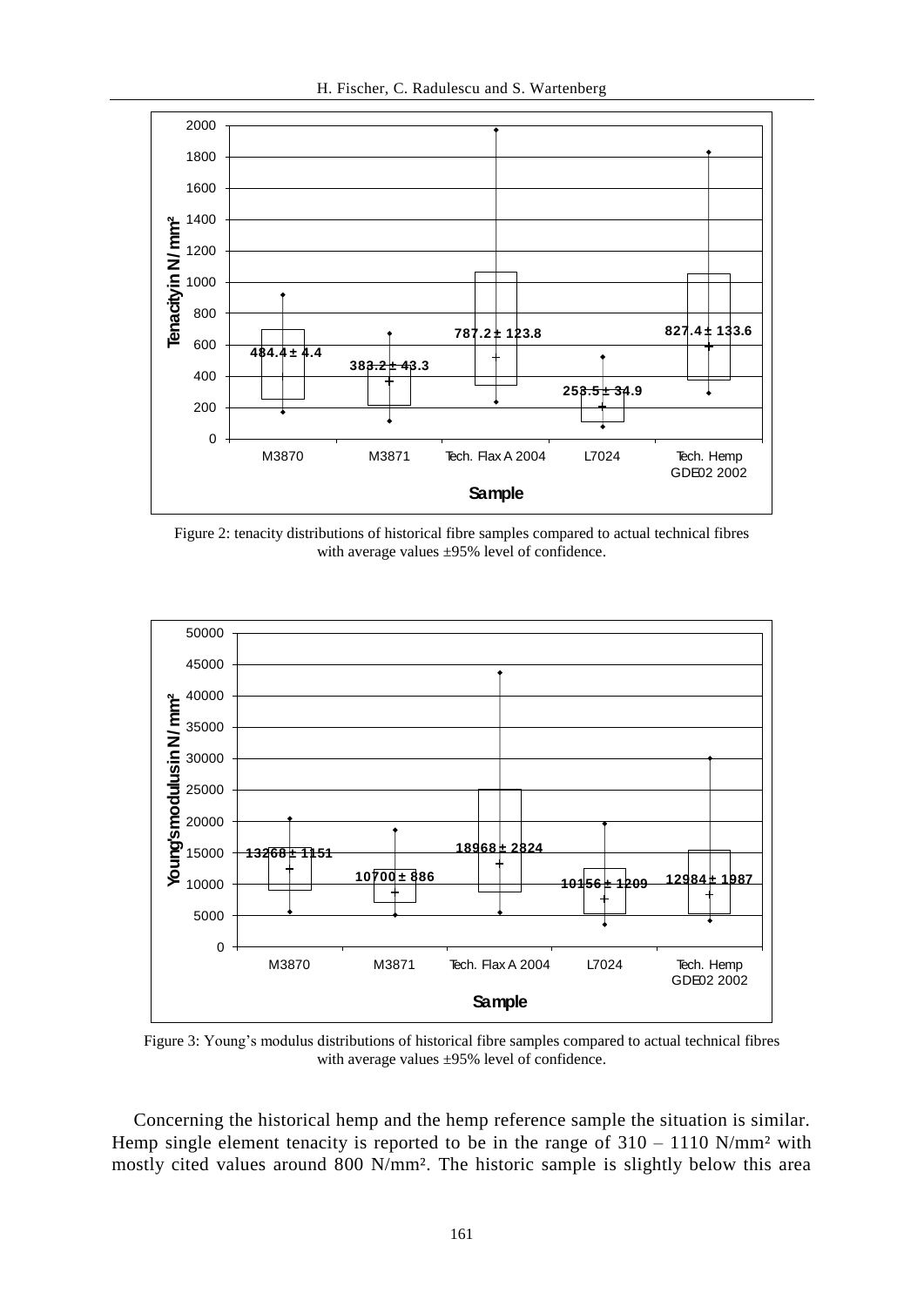Figure 2: tenacity distributions of historical fibre samples compared to actual technical fibres with average values ±95% level of confidence.

Figure 3: Young's modulus distributions of historical fibre samples compared to actual technical fibres with average values ±95% level of confidence.

Concerning the historical hemp and the hemp reference sample the situation is similar. Hemp single element tenacity is reported to be in the range of 310 – 1110 N/mm² with mostly cited values around 800 N/mm². The historic sample is slightly below this area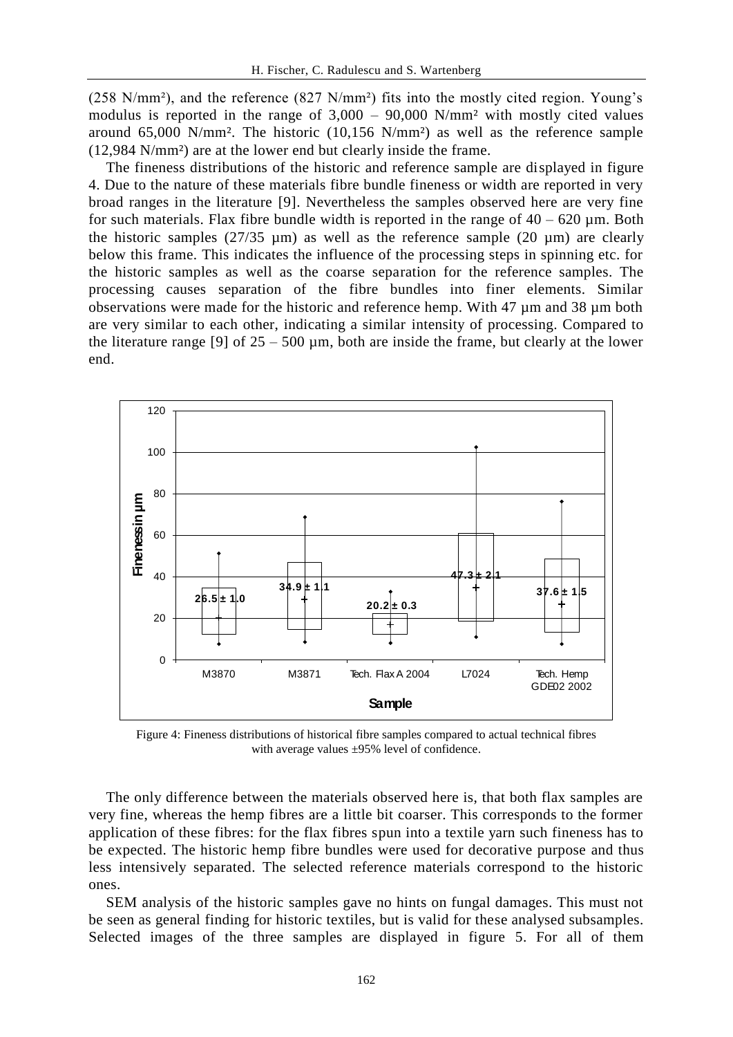(258 N/mm²), and the reference (827 N/mm²) fits into the mostly cited region. Young's modulus is reported in the range of 3,000 – 90,000 N/mm² with mostly cited values around 65,000 N/mm². The historic (10,156 N/mm²) as well as the reference sample (12,984 N/mm²) are at the lower end but clearly inside the frame.

The fineness distributions of the historic and reference sample are displayed in figure 4. Due to the nature of these materials fibre bundle fineness or width are reported in very broad ranges in the literature [9]. Nevertheless the samples observed here are very fine for such materials. Flax fibre bundle width is reported in the range of 40 – 620 µm. Both the historic samples (27/35 µm) as well as the reference sample (20 µm) are clearly below this frame. This indicates the influence of the processing steps in spinning etc. for the historic samples as well as the coarse separation for the reference samples. The processing causes separation of the fibre bundles into finer elements. Similar observations were made for the historic and reference hemp. With 47 µm and 38 µm both are very similar to each other, indicating a similar intensity of processing. Compared to the literature range [9] of 25 – 500 µm, both are inside the frame, but clearly at the lower end.

Figure 4: Fineness distributions of historical fibre samples compared to actual technical fibres with average values ±95% level of confidence.

The only difference between the materials observed here is, that both flax samples are very fine, whereas the hemp fibres are a little bit coarser. This corresponds to the former application of these fibres: for the flax fibres spun into a textile yarn such fineness has to be expected. The historic hemp fibre bundles were used for decorative purpose and thus less intensively separated. The selected reference materials correspond to the historic ones.

SEM analysis of the historic samples gave no hints on fungal damages. This must not be seen as general finding for historic textiles, but is valid for these analysed subsamples. Selected images of the three samples are displayed in figure 5. For all of them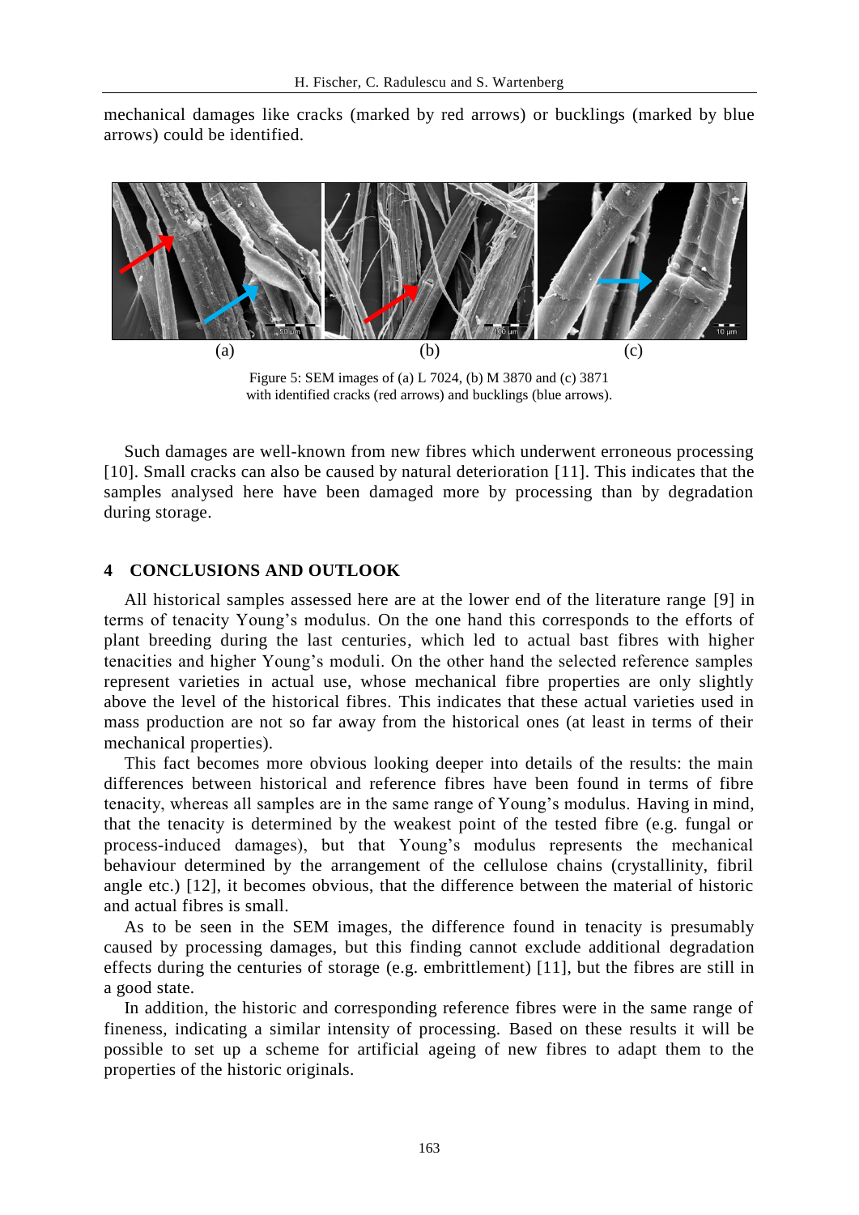mechanical damages like cracks (marked by red arrows) or bucklings (marked by blue arrows) could be identified.

(a) (b) (c)

Figure 5: SEM images of (a) L 7024, (b) M 3870 and (c) 3871 with identified cracks (red arrows) and bucklings (blue arrows).

Such damages are well-known from new fibres which underwent erroneous processing [10]. Small cracks can also be caused by natural deterioration [11]. This indicates that the samples analysed here have been damaged more by processing than by degradation during storage.

## 4 CONCLUSIONS AND OUTLOOK

All historical samples assessed here are at the lower end of the literature range [9] in terms of tenacity Young's modulus. On the one hand this corresponds to the efforts of plant breeding during the last centuries, which led to actual bast fibres with higher tenacities and higher Young's moduli. On the other hand the selected reference samples represent varieties in actual use, whose mechanical fibre properties are only slightly above the level of the historical fibres. This indicates that these actual varieties used in mass production are not so far away from the historical ones (at least in terms of their mechanical properties).

This fact becomes more obvious looking deeper into details of the results: the main differences between historical and reference fibres have been found in terms of fibre tenacity, whereas all samples are in the same range of Young's modulus. Having in mind, that the tenacity is determined by the weakest point of the tested fibre (e.g. fungal or process-induced damages), but that Young's modulus represents the mechanical behaviour determined by the arrangement of the cellulose chains (crystallinity, fibril angle etc.) [12], it becomes obvious, that the difference between the material of historic and actual fibres is small.

As to be seen in the SEM images, the difference found in tenacity is presumably caused by processing damages, but this finding cannot exclude additional degradation effects during the centuries of storage (e.g. embrittlement) [11], but the fibres are still in a good state.

In addition, the historic and corresponding reference fibres were in the same range of fineness, indicating a similar intensity of processing. Based on these results it will be possible to set up a scheme for artificial ageing of new fibres to adapt them to the properties of the historic originals.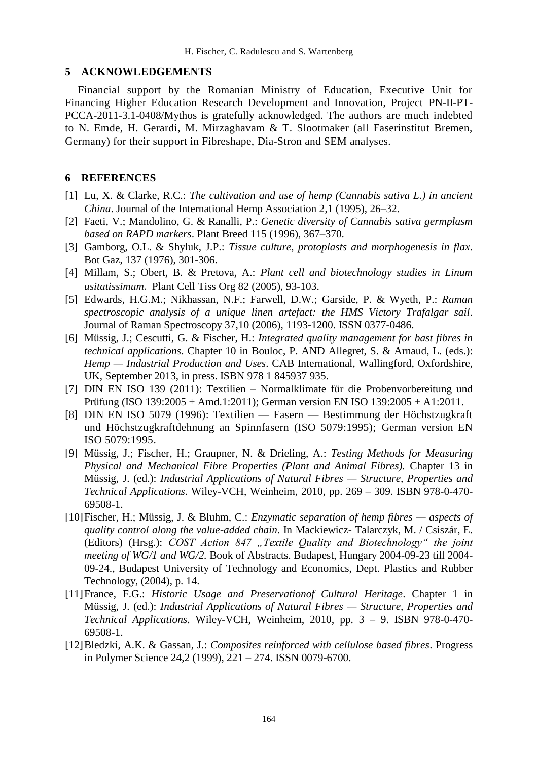## 5 ACKNOWLEDGEMENTS

Financial support by the Romanian Ministry of Education, Executive Unit for Financing Higher Education Research Development and Innovation, Project PN-II-PT-PCCA-2011-3.1-0408/Mythos is gratefully acknowledged. The authors are much indebted to N. Emde, H. Gerardi, M. Mirzaghavam & T. Slootmaker (all Faserinstitut Bremen, Germany) for their support in Fibreshape, Dia-Stron and SEM analyses.

## 6 REFERENCES

[1] Lu, X. & Clarke, R.C.: *The cultivation and use of hemp (Cannabis sativa L.) in ancient China*. Journal of the International Hemp Association 2,1 (1995), 26–32.

[2] Faeti, V.; Mandolino, G. & Ranalli, P.: *Genetic diversity of Cannabis sativa germplasm based on RAPD markers*. Plant Breed 115 (1996), 367–370.

[3] Gamborg, O.L. & Shyluk, J.P.: *Tissue culture, protoplasts and morphogenesis in flax*. Bot Gaz, 137 (1976), 301-306.

[4] Millam, S.; Obert, B. & Pretova, A.: *Plant cell and biotechnology studies in Linum usitatissimum*. Plant Cell Tiss Org 82 (2005), 93-103.

[5] Edwards, H.G.M.; Nikhassan, N.F.; Farwell, D.W.; Garside, P. & Wyeth, P.: *Raman spectroscopic analysis of a unique linen artefact: the HMS Victory Trafalgar sail*. Journal of Raman Spectroscopy 37,10 (2006), 1193-1200. ISSN 0377-0486.

[6] Müssig, J.; Cescutti, G. & Fischer, H.: *Integrated quality management for bast fibres in technical applications*. Chapter 10 in Bouloc, P. AND Allegret, S. & Arnaud, L. (eds.): *Hemp — Industrial Production and Uses*. CAB International, Wallingford, Oxfordshire, UK, September 2013, in press. ISBN 978 1 845937 935.

[7] DIN EN ISO 139 (2011): Textilien – Normalklimate für die Probenvorbereitung und Prüfung (ISO 139:2005 + Amd.1:2011); German version EN ISO 139:2005 + A1:2011.

[8] DIN EN ISO 5079 (1996): Textilien — Fasern — Bestimmung der Höchstzugkraft und Höchstzugkraftdehnung an Spinnfasern (ISO 5079:1995); German version EN ISO 5079:1995.

[9] Müssig, J.; Fischer, H.; Graupner, N. & Drieling, A.: *Testing Methods for Measuring Physical and Mechanical Fibre Properties (Plant and Animal Fibres).* Chapter 13 in Müssig, J. (ed.): *Industrial Applications of Natural Fibres — Structure, Properties and Technical Applications*. Wiley-VCH, Weinheim, 2010, pp. 269 – 309. ISBN 978-0-470-69508-1.

[10] Fischer, H.; Müssig, J. & Bluhm, C.: *Enzymatic separation of hemp fibres — aspects of quality control along the value-added chain*. In Mackiewicz- Talarczyk, M. / Csiszár, E. (Editors) (Hrsg.): *COST Action 847 „Textile Quality and Biotechnology" the joint meeting of WG/1 and WG/2*. Book of Abstracts. Budapest, Hungary 2004-09-23 till 2004-09-24., Budapest University of Technology and Economics, Dept. Plastics and Rubber Technology, (2004), p. 14.

[11] France, F.G.: *Historic Usage and Preservationof Cultural Heritage*. Chapter 1 in Müssig, J. (ed.): *Industrial Applications of Natural Fibres — Structure, Properties and Technical Applications*. Wiley-VCH, Weinheim, 2010, pp. 3 – 9. ISBN 978-0-470-69508-1.

[12] Bledzki, A.K. & Gassan, J.: *Composites reinforced with cellulose based fibres*. Progress in Polymer Science 24,2 (1999), 221 – 274. ISSN 0079-6700.